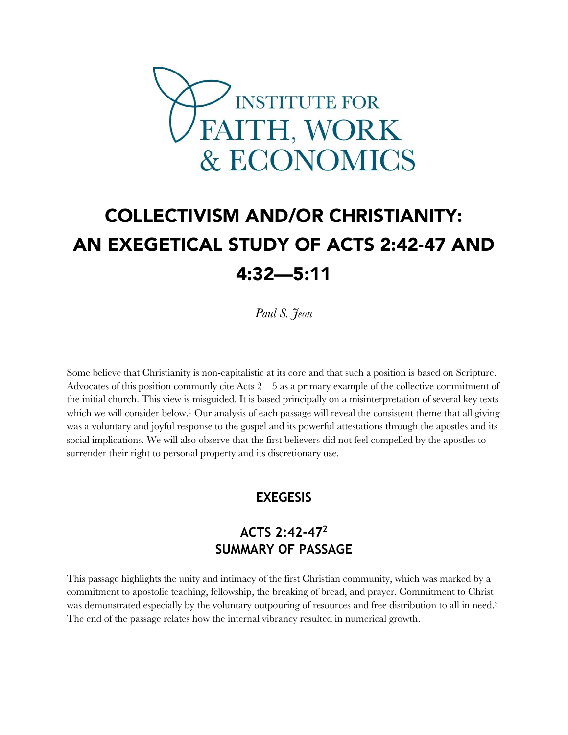INSTITUTE FOR FAITH, WORK & ECONOMICS

# COLLECTIVISM AND/OR CHRISTIANITY: AN EXEGETICAL STUDY OF ACTS 2:42-47 AND 4:32—5:11

*Paul S. Jeon*

Some believe that Christianity is non-capitalistic at its core and that such a position is based on Scripture. Advocates of this position commonly cite Acts 2—5 as a primary example of the collective commitment of the initial church. This view is misguided. It is based principally on a misinterpretation of several key texts which we will consider below.[1] Our analysis of each passage will reveal the consistent theme that all giving was a voluntary and joyful response to the gospel and its powerful attestations through the apostles and its social implications. We will also observe that the first believers did not feel compelled by the apostles to surrender their right to personal property and its discretionary use.

## EXEGESIS

### ACTS 2:42-47[2]
### SUMMARY OF PASSAGE

This passage highlights the unity and intimacy of the first Christian community, which was marked by a commitment to apostolic teaching, fellowship, the breaking of bread, and prayer. Commitment to Christ was demonstrated especially by the voluntary outpouring of resources and free distribution to all in need.[3] The end of the passage relates how the internal vibrancy resulted in numerical growth.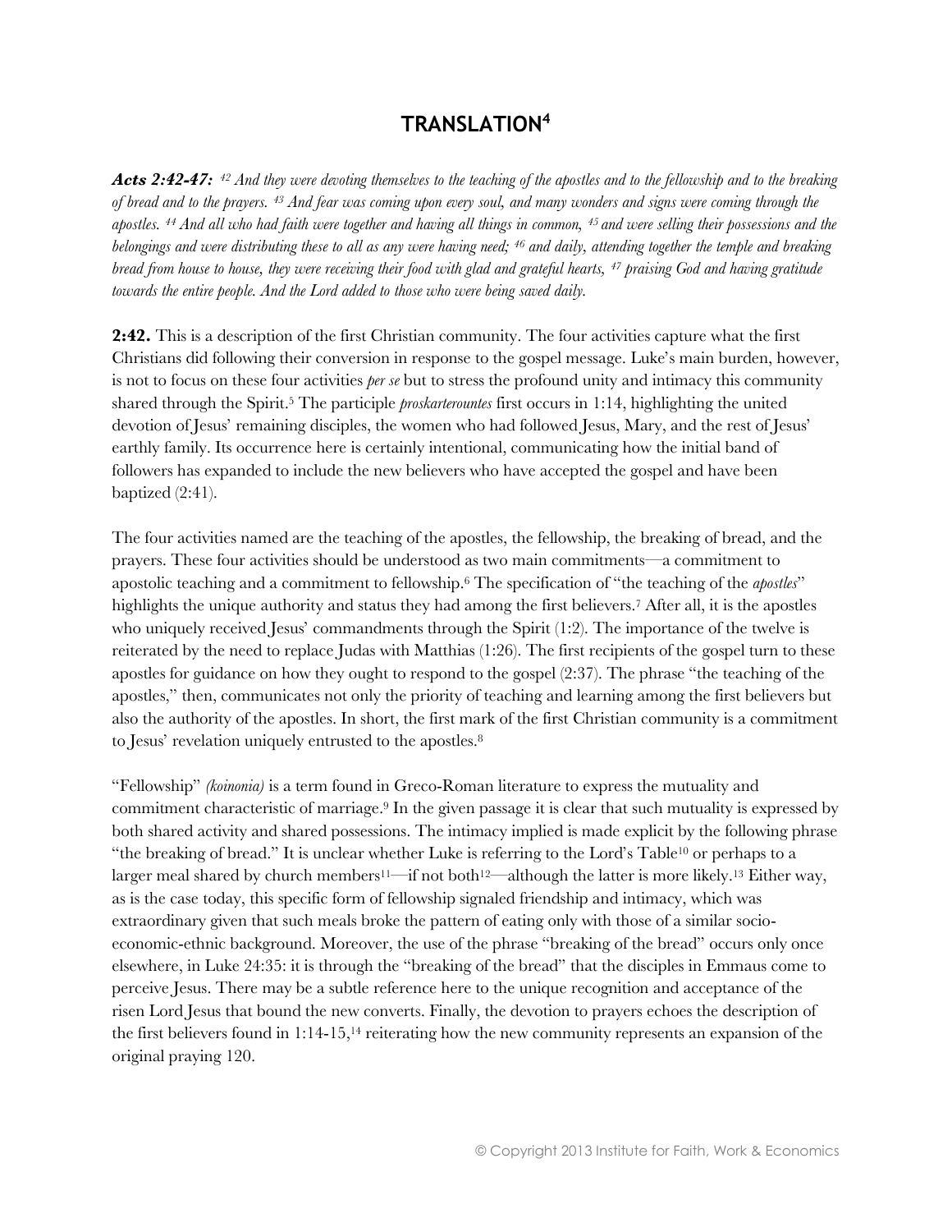# TRANSLATION[4]

***Acts 2:42-47:*** *[42] And they were devoting themselves to the teaching of the apostles and to the fellowship and to the breaking of bread and to the prayers. [43] And fear was coming upon every soul, and many wonders and signs were coming through the apostles. [44] And all who had faith were together and having all things in common, [45] and were selling their possessions and the belongings and were distributing these to all as any were having need; [46] and daily, attending together the temple and breaking bread from house to house, they were receiving their food with glad and grateful hearts, [47] praising God and having gratitude towards the entire people. And the Lord added to those who were being saved daily.*

**2:42.** This is a description of the first Christian community. The four activities capture what the first Christians did following their conversion in response to the gospel message. Luke's main burden, however, is not to focus on these four activities *per se* but to stress the profound unity and intimacy this community shared through the Spirit.[5] The participle *proskarterountes* first occurs in 1:14, highlighting the united devotion of Jesus' remaining disciples, the women who had followed Jesus, Mary, and the rest of Jesus' earthly family. Its occurrence here is certainly intentional, communicating how the initial band of followers has expanded to include the new believers who have accepted the gospel and have been baptized (2:41).

The four activities named are the teaching of the apostles, the fellowship, the breaking of bread, and the prayers. These four activities should be understood as two main commitments—a commitment to apostolic teaching and a commitment to fellowship.[6] The specification of "the teaching of the *apostles*" highlights the unique authority and status they had among the first believers.[7] After all, it is the apostles who uniquely received Jesus' commandments through the Spirit (1:2). The importance of the twelve is reiterated by the need to replace Judas with Matthias (1:26). The first recipients of the gospel turn to these apostles for guidance on how they ought to respond to the gospel (2:37). The phrase "the teaching of the apostles," then, communicates not only the priority of teaching and learning among the first believers but also the authority of the apostles. In short, the first mark of the first Christian community is a commitment to Jesus' revelation uniquely entrusted to the apostles.[8]

"Fellowship" *(koinonia)* is a term found in Greco-Roman literature to express the mutuality and commitment characteristic of marriage.[9] In the given passage it is clear that such mutuality is expressed by both shared activity and shared possessions. The intimacy implied is made explicit by the following phrase "the breaking of bread." It is unclear whether Luke is referring to the Lord's Table[10] or perhaps to a larger meal shared by church members[11]—if not both[12]—although the latter is more likely.[13] Either way, as is the case today, this specific form of fellowship signaled friendship and intimacy, which was extraordinary given that such meals broke the pattern of eating only with those of a similar socio-economic-ethnic background. Moreover, the use of the phrase "breaking of the bread" occurs only once elsewhere, in Luke 24:35: it is through the "breaking of the bread" that the disciples in Emmaus come to perceive Jesus. There may be a subtle reference here to the unique recognition and acceptance of the risen Lord Jesus that bound the new converts. Finally, the devotion to prayers echoes the description of the first believers found in 1:14-15,[14] reiterating how the new community represents an expansion of the original praying 120.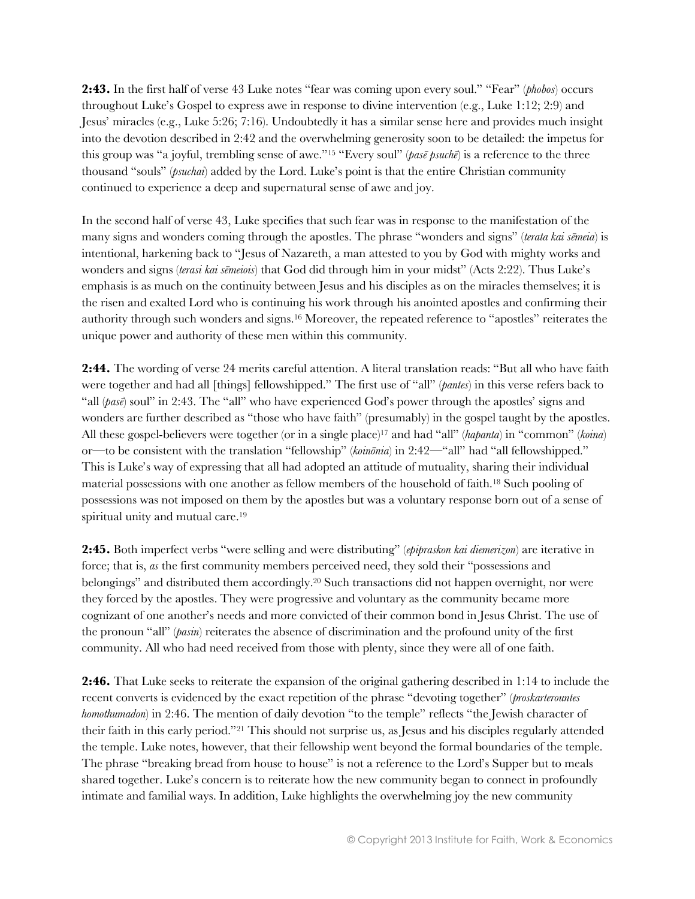**2:43.** In the first half of verse 43 Luke notes "fear was coming upon every soul." "Fear" (*phobos*) occurs throughout Luke's Gospel to express awe in response to divine intervention (e.g., Luke 1:12; 2:9) and Jesus' miracles (e.g., Luke 5:26; 7:16). Undoubtedly it has a similar sense here and provides much insight into the devotion described in 2:42 and the overwhelming generosity soon to be detailed: the impetus for this group was "a joyful, trembling sense of awe."[15] "Every soul" (*pasē psuchē*) is a reference to the three thousand "souls" (*psuchai*) added by the Lord. Luke's point is that the entire Christian community continued to experience a deep and supernatural sense of awe and joy.

In the second half of verse 43, Luke specifies that such fear was in response to the manifestation of the many signs and wonders coming through the apostles. The phrase "wonders and signs" (*terata kai sēmeia*) is intentional, harkening back to "Jesus of Nazareth, a man attested to you by God with mighty works and wonders and signs (*terasi kai sēmeiois*) that God did through him in your midst" (Acts 2:22). Thus Luke's emphasis is as much on the continuity between Jesus and his disciples as on the miracles themselves; it is the risen and exalted Lord who is continuing his work through his anointed apostles and confirming their authority through such wonders and signs.[16] Moreover, the repeated reference to "apostles" reiterates the unique power and authority of these men within this community.

**2:44.** The wording of verse 24 merits careful attention. A literal translation reads: "But all who have faith were together and had all [things] fellowshipped." The first use of "all" (*pantes*) in this verse refers back to "all (*pasē*) soul" in 2:43. The "all" who have experienced God's power through the apostles' signs and wonders are further described as "those who have faith" (presumably) in the gospel taught by the apostles. All these gospel-believers were together (or in a single place)[17] and had "all" (*hapanta*) in "common" (*koina*) or—to be consistent with the translation "fellowship" (*koinōnia*) in 2:42—"all" had "all fellowshipped." This is Luke's way of expressing that all had adopted an attitude of mutuality, sharing their individual material possessions with one another as fellow members of the household of faith.[18] Such pooling of possessions was not imposed on them by the apostles but was a voluntary response born out of a sense of spiritual unity and mutual care.[19]

**2:45.** Both imperfect verbs "were selling and were distributing" (*epipraskon kai diemerizon*) are iterative in force; that is, *as* the first community members perceived need, they sold their "possessions and belongings" and distributed them accordingly.[20] Such transactions did not happen overnight, nor were they forced by the apostles. They were progressive and voluntary as the community became more cognizant of one another's needs and more convicted of their common bond in Jesus Christ. The use of the pronoun "all" (*pasin*) reiterates the absence of discrimination and the profound unity of the first community. All who had need received from those with plenty, since they were all of one faith.

**2:46.** That Luke seeks to reiterate the expansion of the original gathering described in 1:14 to include the recent converts is evidenced by the exact repetition of the phrase "devoting together" (*proskarterountes homothumadon*) in 2:46. The mention of daily devotion "to the temple" reflects "the Jewish character of their faith in this early period."[21] This should not surprise us, as Jesus and his disciples regularly attended the temple. Luke notes, however, that their fellowship went beyond the formal boundaries of the temple. The phrase "breaking bread from house to house" is not a reference to the Lord's Supper but to meals shared together. Luke's concern is to reiterate how the new community began to connect in profoundly intimate and familial ways. In addition, Luke highlights the overwhelming joy the new community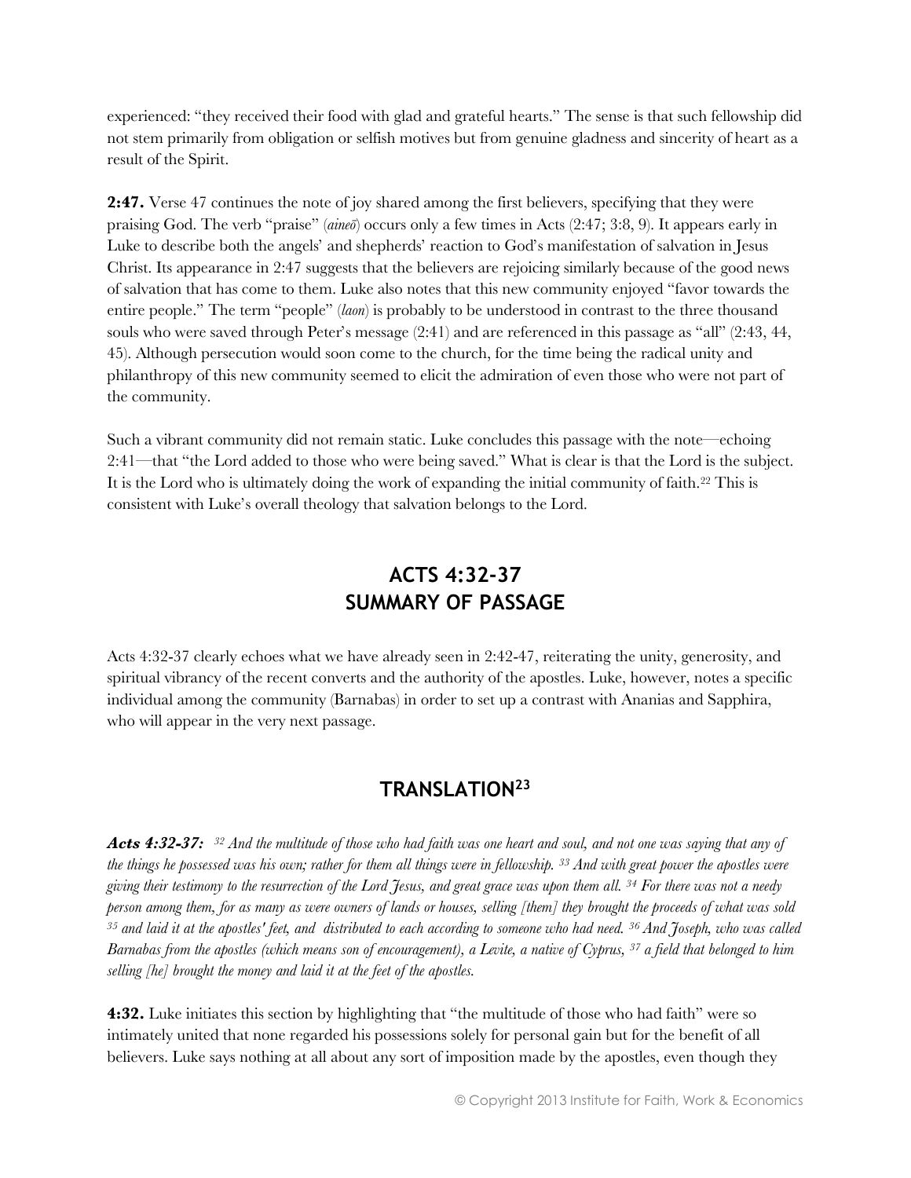experienced: "they received their food with glad and grateful hearts." The sense is that such fellowship did not stem primarily from obligation or selfish motives but from genuine gladness and sincerity of heart as a result of the Spirit.

**2:47.** Verse 47 continues the note of joy shared among the first believers, specifying that they were praising God. The verb "praise" (*aineō*) occurs only a few times in Acts (2:47; 3:8, 9). It appears early in Luke to describe both the angels' and shepherds' reaction to God's manifestation of salvation in Jesus Christ. Its appearance in 2:47 suggests that the believers are rejoicing similarly because of the good news of salvation that has come to them. Luke also notes that this new community enjoyed "favor towards the entire people." The term "people" (*laon*) is probably to be understood in contrast to the three thousand souls who were saved through Peter's message (2:41) and are referenced in this passage as "all" (2:43, 44, 45). Although persecution would soon come to the church, for the time being the radical unity and philanthropy of this new community seemed to elicit the admiration of even those who were not part of the community.

Such a vibrant community did not remain static. Luke concludes this passage with the note—echoing 2:41—that "the Lord added to those who were being saved." What is clear is that the Lord is the subject. It is the Lord who is ultimately doing the work of expanding the initial community of faith.[22] This is consistent with Luke's overall theology that salvation belongs to the Lord.

## ACTS 4:32-37
## SUMMARY OF PASSAGE

Acts 4:32-37 clearly echoes what we have already seen in 2:42-47, reiterating the unity, generosity, and spiritual vibrancy of the recent converts and the authority of the apostles. Luke, however, notes a specific individual among the community (Barnabas) in order to set up a contrast with Ananias and Sapphira, who will appear in the very next passage.

## TRANSLATION[23]

***Acts 4:32-37:*** *[32] And the multitude of those who had faith was one heart and soul, and not one was saying that any of the things he possessed was his own; rather for them all things were in fellowship. [33] And with great power the apostles were giving their testimony to the resurrection of the Lord Jesus, and great grace was upon them all. [34] For there was not a needy person among them, for as many as were owners of lands or houses, selling [them] they brought the proceeds of what was sold [35] and laid it at the apostles' feet, and distributed to each according to someone who had need. [36] And Joseph, who was called Barnabas from the apostles (which means son of encouragement), a Levite, a native of Cyprus, [37] a field that belonged to him selling [he] brought the money and laid it at the feet of the apostles.*

**4:32.** Luke initiates this section by highlighting that "the multitude of those who had faith" were so intimately united that none regarded his possessions solely for personal gain but for the benefit of all believers. Luke says nothing at all about any sort of imposition made by the apostles, even though they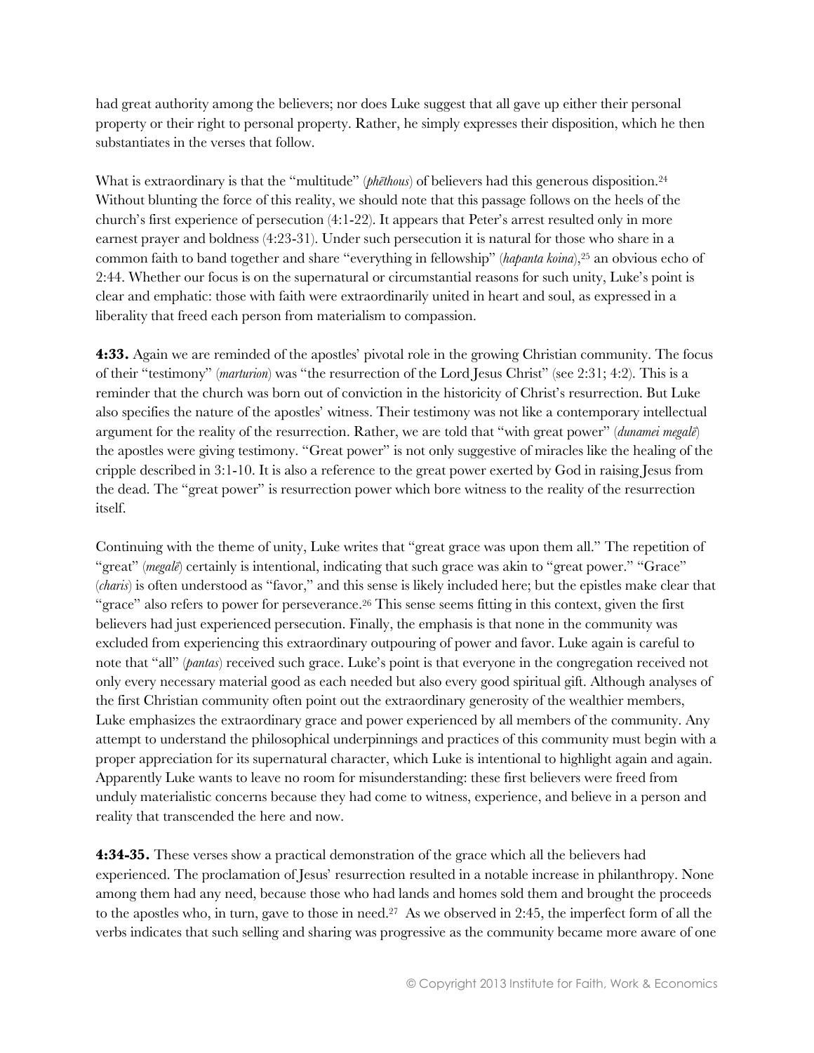had great authority among the believers; nor does Luke suggest that all gave up either their personal property or their right to personal property. Rather, he simply expresses their disposition, which he then substantiates in the verses that follow.

What is extraordinary is that the "multitude" (*phēthous*) of believers had this generous disposition.[24] Without blunting the force of this reality, we should note that this passage follows on the heels of the church's first experience of persecution (4:1-22). It appears that Peter's arrest resulted only in more earnest prayer and boldness (4:23-31). Under such persecution it is natural for those who share in a common faith to band together and share "everything in fellowship" (*hapanta koina*),[25] an obvious echo of 2:44. Whether our focus is on the supernatural or circumstantial reasons for such unity, Luke's point is clear and emphatic: those with faith were extraordinarily united in heart and soul, as expressed in a liberality that freed each person from materialism to compassion.

**4:33.** Again we are reminded of the apostles' pivotal role in the growing Christian community. The focus of their "testimony" (*marturion*) was "the resurrection of the Lord Jesus Christ" (see 2:31; 4:2). This is a reminder that the church was born out of conviction in the historicity of Christ's resurrection. But Luke also specifies the nature of the apostles' witness. Their testimony was not like a contemporary intellectual argument for the reality of the resurrection. Rather, we are told that "with great power" (*dunamei megalē*) the apostles were giving testimony. "Great power" is not only suggestive of miracles like the healing of the cripple described in 3:1-10. It is also a reference to the great power exerted by God in raising Jesus from the dead. The "great power" is resurrection power which bore witness to the reality of the resurrection itself.

Continuing with the theme of unity, Luke writes that "great grace was upon them all." The repetition of "great" (*megalē*) certainly is intentional, indicating that such grace was akin to "great power." "Grace" (*charis*) is often understood as "favor," and this sense is likely included here; but the epistles make clear that "grace" also refers to power for perseverance.[26] This sense seems fitting in this context, given the first believers had just experienced persecution. Finally, the emphasis is that none in the community was excluded from experiencing this extraordinary outpouring of power and favor. Luke again is careful to note that "all" (*pantas*) received such grace. Luke's point is that everyone in the congregation received not only every necessary material good as each needed but also every good spiritual gift. Although analyses of the first Christian community often point out the extraordinary generosity of the wealthier members, Luke emphasizes the extraordinary grace and power experienced by all members of the community. Any attempt to understand the philosophical underpinnings and practices of this community must begin with a proper appreciation for its supernatural character, which Luke is intentional to highlight again and again. Apparently Luke wants to leave no room for misunderstanding: these first believers were freed from unduly materialistic concerns because they had come to witness, experience, and believe in a person and reality that transcended the here and now.

**4:34-35.** These verses show a practical demonstration of the grace which all the believers had experienced. The proclamation of Jesus' resurrection resulted in a notable increase in philanthropy. None among them had any need, because those who had lands and homes sold them and brought the proceeds to the apostles who, in turn, gave to those in need.[27] As we observed in 2:45, the imperfect form of all the verbs indicates that such selling and sharing was progressive as the community became more aware of one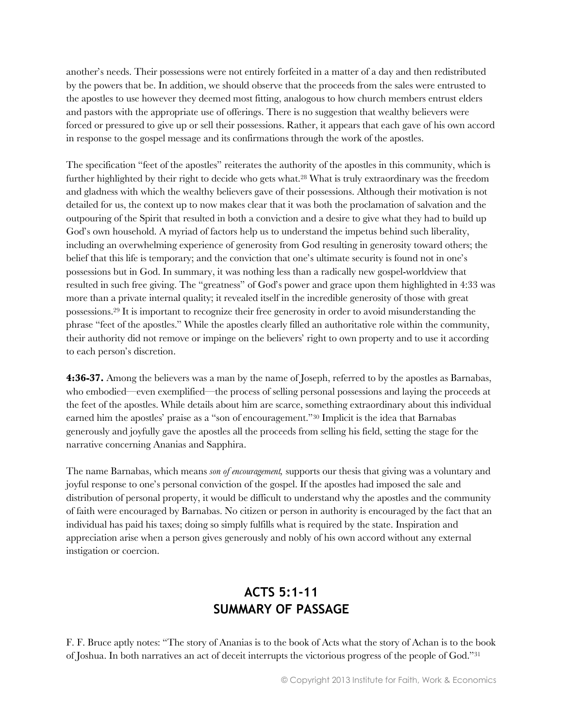another's needs. Their possessions were not entirely forfeited in a matter of a day and then redistributed by the powers that be. In addition, we should observe that the proceeds from the sales were entrusted to the apostles to use however they deemed most fitting, analogous to how church members entrust elders and pastors with the appropriate use of offerings. There is no suggestion that wealthy believers were forced or pressured to give up or sell their possessions. Rather, it appears that each gave of his own accord in response to the gospel message and its confirmations through the work of the apostles.

The specification "feet of the apostles" reiterates the authority of the apostles in this community, which is further highlighted by their right to decide who gets what.[28] What is truly extraordinary was the freedom and gladness with which the wealthy believers gave of their possessions. Although their motivation is not detailed for us, the context up to now makes clear that it was both the proclamation of salvation and the outpouring of the Spirit that resulted in both a conviction and a desire to give what they had to build up God's own household. A myriad of factors help us to understand the impetus behind such liberality, including an overwhelming experience of generosity from God resulting in generosity toward others; the belief that this life is temporary; and the conviction that one's ultimate security is found not in one's possessions but in God. In summary, it was nothing less than a radically new gospel-worldview that resulted in such free giving. The "greatness" of God's power and grace upon them highlighted in 4:33 was more than a private internal quality; it revealed itself in the incredible generosity of those with great possessions.[29] It is important to recognize their free generosity in order to avoid misunderstanding the phrase "feet of the apostles." While the apostles clearly filled an authoritative role within the community, their authority did not remove or impinge on the believers' right to own property and to use it according to each person's discretion.

**4:36-37.** Among the believers was a man by the name of Joseph, referred to by the apostles as Barnabas, who embodied—even exemplified—the process of selling personal possessions and laying the proceeds at the feet of the apostles. While details about him are scarce, something extraordinary about this individual earned him the apostles' praise as a "son of encouragement."[30] Implicit is the idea that Barnabas generously and joyfully gave the apostles all the proceeds from selling his field, setting the stage for the narrative concerning Ananias and Sapphira.

The name Barnabas, which means *son of encouragement,* supports our thesis that giving was a voluntary and joyful response to one's personal conviction of the gospel. If the apostles had imposed the sale and distribution of personal property, it would be difficult to understand why the apostles and the community of faith were encouraged by Barnabas. No citizen or person in authority is encouraged by the fact that an individual has paid his taxes; doing so simply fulfills what is required by the state. Inspiration and appreciation arise when a person gives generously and nobly of his own accord without any external instigation or coercion.

## ACTS 5:1-11
## SUMMARY OF PASSAGE

F. F. Bruce aptly notes: "The story of Ananias is to the book of Acts what the story of Achan is to the book of Joshua. In both narratives an act of deceit interrupts the victorious progress of the people of God."[31]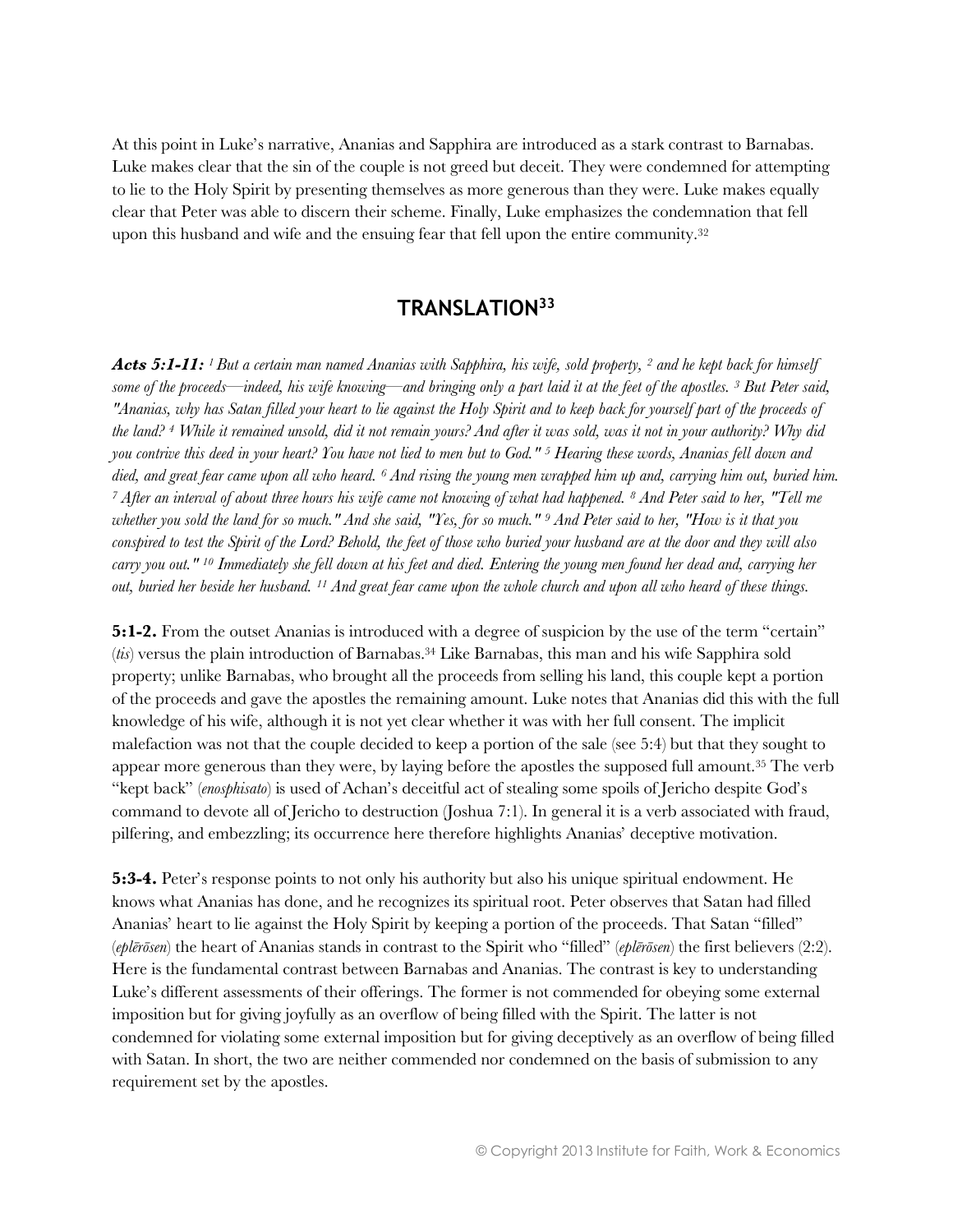At this point in Luke's narrative, Ananias and Sapphira are introduced as a stark contrast to Barnabas. Luke makes clear that the sin of the couple is not greed but deceit. They were condemned for attempting to lie to the Holy Spirit by presenting themselves as more generous than they were. Luke makes equally clear that Peter was able to discern their scheme. Finally, Luke emphasizes the condemnation that fell upon this husband and wife and the ensuing fear that fell upon the entire community.[32]

## TRANSLATION[33]

***Acts 5:1-11:*** *[1] But a certain man named Ananias with Sapphira, his wife, sold property, [2] and he kept back for himself some of the proceeds—indeed, his wife knowing—and bringing only a part laid it at the feet of the apostles. [3] But Peter said, "Ananias, why has Satan filled your heart to lie against the Holy Spirit and to keep back for yourself part of the proceeds of the land? [4] While it remained unsold, did it not remain yours? And after it was sold, was it not in your authority? Why did you contrive this deed in your heart? You have not lied to men but to God." [5] Hearing these words, Ananias fell down and died, and great fear came upon all who heard. [6] And rising the young men wrapped him up and, carrying him out, buried him. [7] After an interval of about three hours his wife came not knowing of what had happened. [8] And Peter said to her, "Tell me whether you sold the land for so much." And she said, "Yes, for so much." [9] And Peter said to her, "How is it that you conspired to test the Spirit of the Lord? Behold, the feet of those who buried your husband are at the door and they will also carry you out." [10] Immediately she fell down at his feet and died. Entering the young men found her dead and, carrying her out, buried her beside her husband. [11] And great fear came upon the whole church and upon all who heard of these things.*

**5:1-2.** From the outset Ananias is introduced with a degree of suspicion by the use of the term "certain" (*tis*) versus the plain introduction of Barnabas.[34] Like Barnabas, this man and his wife Sapphira sold property; unlike Barnabas, who brought all the proceeds from selling his land, this couple kept a portion of the proceeds and gave the apostles the remaining amount. Luke notes that Ananias did this with the full knowledge of his wife, although it is not yet clear whether it was with her full consent. The implicit malefaction was not that the couple decided to keep a portion of the sale (see 5:4) but that they sought to appear more generous than they were, by laying before the apostles the supposed full amount.[35] The verb "kept back" (*enosphisato*) is used of Achan's deceitful act of stealing some spoils of Jericho despite God's command to devote all of Jericho to destruction (Joshua 7:1). In general it is a verb associated with fraud, pilfering, and embezzling; its occurrence here therefore highlights Ananias' deceptive motivation.

**5:3-4.** Peter's response points to not only his authority but also his unique spiritual endowment. He knows what Ananias has done, and he recognizes its spiritual root. Peter observes that Satan had filled Ananias' heart to lie against the Holy Spirit by keeping a portion of the proceeds. That Satan "filled" (*eplērōsen*) the heart of Ananias stands in contrast to the Spirit who "filled" (*eplērōsen*) the first believers (2:2). Here is the fundamental contrast between Barnabas and Ananias. The contrast is key to understanding Luke's different assessments of their offerings. The former is not commended for obeying some external imposition but for giving joyfully as an overflow of being filled with the Spirit. The latter is not condemned for violating some external imposition but for giving deceptively as an overflow of being filled with Satan. In short, the two are neither commended nor condemned on the basis of submission to any requirement set by the apostles.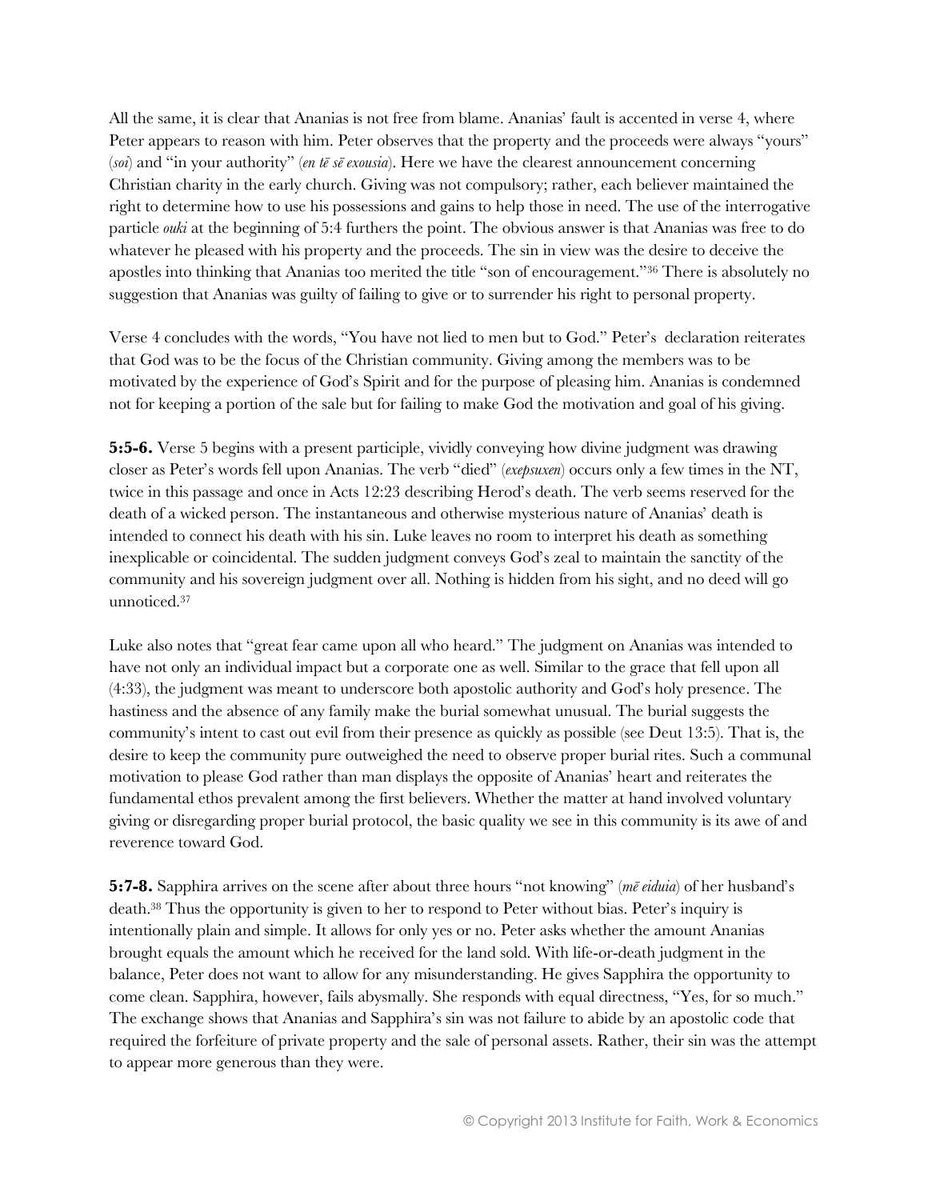All the same, it is clear that Ananias is not free from blame. Ananias' fault is accented in verse 4, where Peter appears to reason with him. Peter observes that the property and the proceeds were always "yours" (*soi*) and "in your authority" (*en tē sē exousia*). Here we have the clearest announcement concerning Christian charity in the early church. Giving was not compulsory; rather, each believer maintained the right to determine how to use his possessions and gains to help those in need. The use of the interrogative particle *ouki* at the beginning of 5:4 furthers the point. The obvious answer is that Ananias was free to do whatever he pleased with his property and the proceeds. The sin in view was the desire to deceive the apostles into thinking that Ananias too merited the title "son of encouragement."[36] There is absolutely no suggestion that Ananias was guilty of failing to give or to surrender his right to personal property.

Verse 4 concludes with the words, "You have not lied to men but to God." Peter's declaration reiterates that God was to be the focus of the Christian community. Giving among the members was to be motivated by the experience of God's Spirit and for the purpose of pleasing him. Ananias is condemned not for keeping a portion of the sale but for failing to make God the motivation and goal of his giving.

**5:5-6.** Verse 5 begins with a present participle, vividly conveying how divine judgment was drawing closer as Peter's words fell upon Ananias. The verb "died" (*exepsuxen*) occurs only a few times in the NT, twice in this passage and once in Acts 12:23 describing Herod's death. The verb seems reserved for the death of a wicked person. The instantaneous and otherwise mysterious nature of Ananias' death is intended to connect his death with his sin. Luke leaves no room to interpret his death as something inexplicable or coincidental. The sudden judgment conveys God's zeal to maintain the sanctity of the community and his sovereign judgment over all. Nothing is hidden from his sight, and no deed will go unnoticed.[37]

Luke also notes that "great fear came upon all who heard." The judgment on Ananias was intended to have not only an individual impact but a corporate one as well. Similar to the grace that fell upon all (4:33), the judgment was meant to underscore both apostolic authority and God's holy presence. The hastiness and the absence of any family make the burial somewhat unusual. The burial suggests the community's intent to cast out evil from their presence as quickly as possible (see Deut 13:5). That is, the desire to keep the community pure outweighed the need to observe proper burial rites. Such a communal motivation to please God rather than man displays the opposite of Ananias' heart and reiterates the fundamental ethos prevalent among the first believers. Whether the matter at hand involved voluntary giving or disregarding proper burial protocol, the basic quality we see in this community is its awe of and reverence toward God.

**5:7-8.** Sapphira arrives on the scene after about three hours "not knowing" (*mē eiduia*) of her husband's death.[38] Thus the opportunity is given to her to respond to Peter without bias. Peter's inquiry is intentionally plain and simple. It allows for only yes or no. Peter asks whether the amount Ananias brought equals the amount which he received for the land sold. With life-or-death judgment in the balance, Peter does not want to allow for any misunderstanding. He gives Sapphira the opportunity to come clean. Sapphira, however, fails abysmally. She responds with equal directness, "Yes, for so much." The exchange shows that Ananias and Sapphira's sin was not failure to abide by an apostolic code that required the forfeiture of private property and the sale of personal assets. Rather, their sin was the attempt to appear more generous than they were.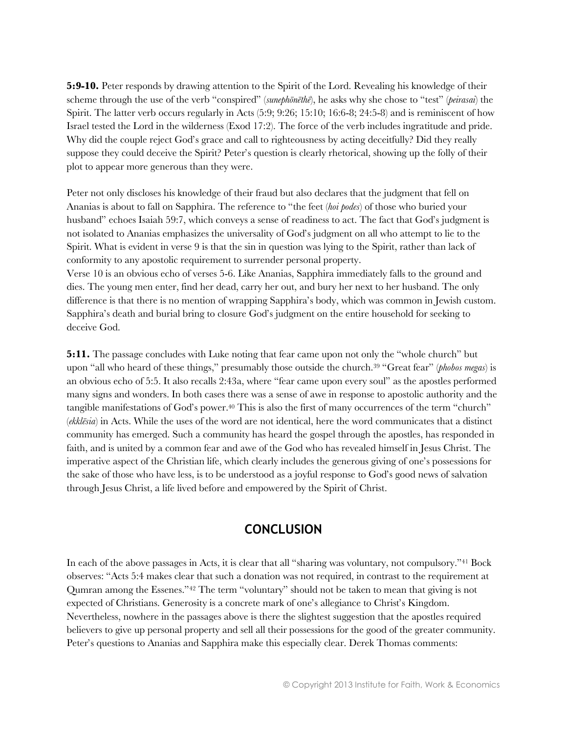**5:9-10.** Peter responds by drawing attention to the Spirit of the Lord. Revealing his knowledge of their scheme through the use of the verb "conspired" (*sunephōnēthē*), he asks why she chose to "test" (*peirasai*) the Spirit. The latter verb occurs regularly in Acts (5:9; 9:26; 15:10; 16:6-8; 24:5-8) and is reminiscent of how Israel tested the Lord in the wilderness (Exod 17:2). The force of the verb includes ingratitude and pride. Why did the couple reject God's grace and call to righteousness by acting deceitfully? Did they really suppose they could deceive the Spirit? Peter's question is clearly rhetorical, showing up the folly of their plot to appear more generous than they were.

Peter not only discloses his knowledge of their fraud but also declares that the judgment that fell on Ananias is about to fall on Sapphira. The reference to "the feet (*hoi podes*) of those who buried your husband" echoes Isaiah 59:7, which conveys a sense of readiness to act. The fact that God's judgment is not isolated to Ananias emphasizes the universality of God's judgment on all who attempt to lie to the Spirit. What is evident in verse 9 is that the sin in question was lying to the Spirit, rather than lack of conformity to any apostolic requirement to surrender personal property.

Verse 10 is an obvious echo of verses 5-6. Like Ananias, Sapphira immediately falls to the ground and dies. The young men enter, find her dead, carry her out, and bury her next to her husband. The only difference is that there is no mention of wrapping Sapphira's body, which was common in Jewish custom. Sapphira's death and burial bring to closure God's judgment on the entire household for seeking to deceive God.

**5:11.** The passage concludes with Luke noting that fear came upon not only the "whole church" but upon "all who heard of these things," presumably those outside the church.[39] "Great fear" (*phobos megas*) is an obvious echo of 5:5. It also recalls 2:43a, where "fear came upon every soul" as the apostles performed many signs and wonders. In both cases there was a sense of awe in response to apostolic authority and the tangible manifestations of God's power.[40] This is also the first of many occurrences of the term "church" (*ekklēsia*) in Acts. While the uses of the word are not identical, here the word communicates that a distinct community has emerged. Such a community has heard the gospel through the apostles, has responded in faith, and is united by a common fear and awe of the God who has revealed himself in Jesus Christ. The imperative aspect of the Christian life, which clearly includes the generous giving of one's possessions for the sake of those who have less, is to be understood as a joyful response to God's good news of salvation through Jesus Christ, a life lived before and empowered by the Spirit of Christ.

## CONCLUSION

In each of the above passages in Acts, it is clear that all "sharing was voluntary, not compulsory."[41] Bock observes: "Acts 5:4 makes clear that such a donation was not required, in contrast to the requirement at Qumran among the Essenes."[42] The term "voluntary" should not be taken to mean that giving is not expected of Christians. Generosity is a concrete mark of one's allegiance to Christ's Kingdom. Nevertheless, nowhere in the passages above is there the slightest suggestion that the apostles required believers to give up personal property and sell all their possessions for the good of the greater community. Peter's questions to Ananias and Sapphira make this especially clear. Derek Thomas comments: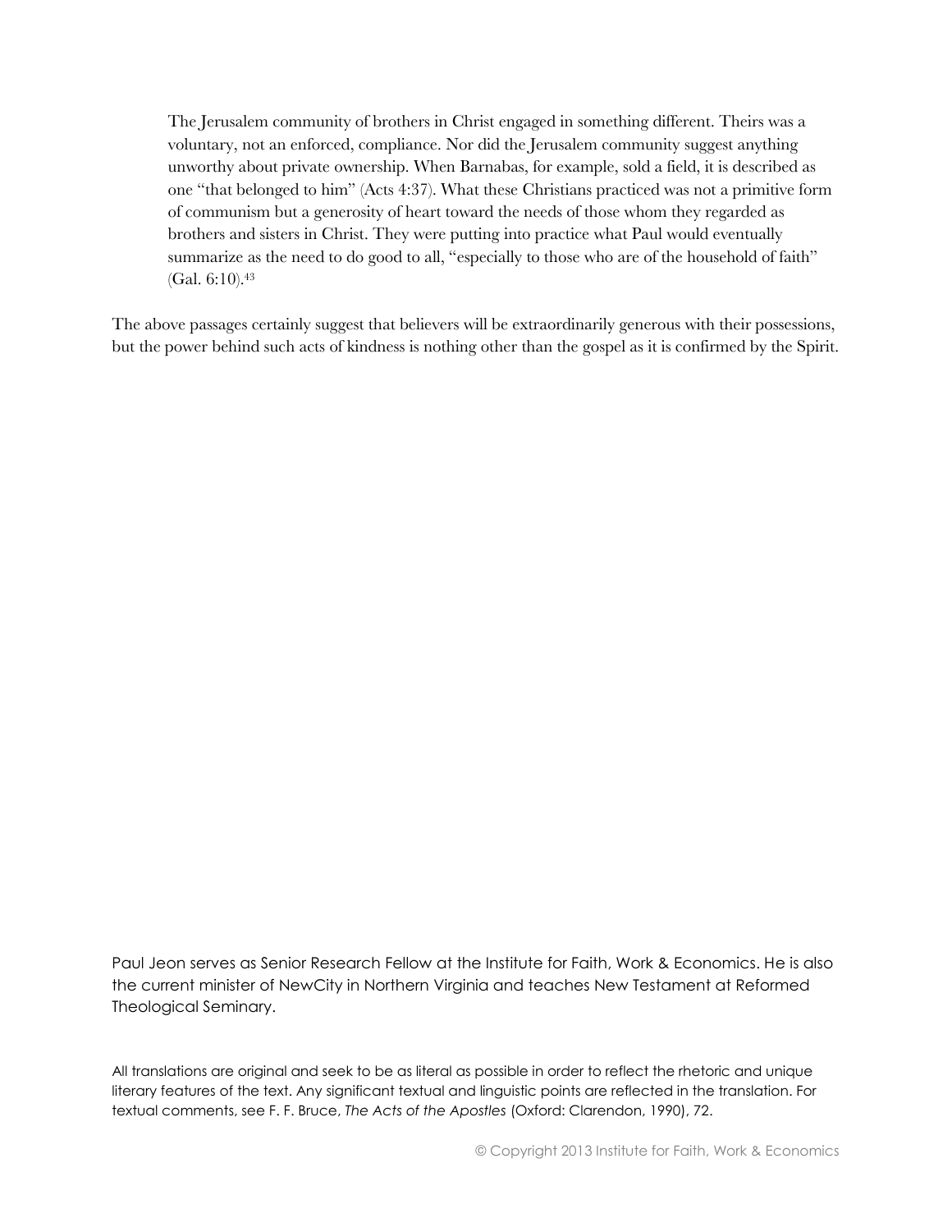> The Jerusalem community of brothers in Christ engaged in something different. Theirs was a voluntary, not an enforced, compliance. Nor did the Jerusalem community suggest anything unworthy about private ownership. When Barnabas, for example, sold a field, it is described as one "that belonged to him" (Acts 4:37). What these Christians practiced was not a primitive form of communism but a generosity of heart toward the needs of those whom they regarded as brothers and sisters in Christ. They were putting into practice what Paul would eventually summarize as the need to do good to all, "especially to those who are of the household of faith" (Gal. 6:10).[43]

The above passages certainly suggest that believers will be extraordinarily generous with their possessions, but the power behind such acts of kindness is nothing other than the gospel as it is confirmed by the Spirit.

Paul Jeon serves as Senior Research Fellow at the Institute for Faith, Work & Economics. He is also the current minister of NewCity in Northern Virginia and teaches New Testament at Reformed Theological Seminary.

All translations are original and seek to be as literal as possible in order to reflect the rhetoric and unique literary features of the text. Any significant textual and linguistic points are reflected in the translation. For textual comments, see F. F. Bruce, *The Acts of the Apostles* (Oxford: Clarendon, 1990), 72.

© Copyright 2013 Institute for Faith, Work & Economics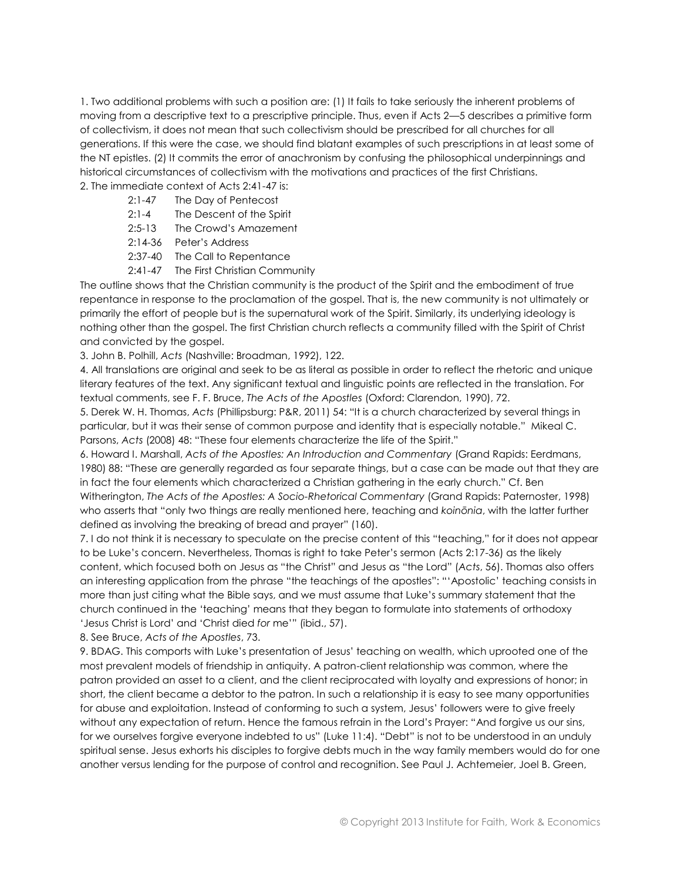1. Two additional problems with such a position are: (1) It fails to take seriously the inherent problems of moving from a descriptive text to a prescriptive principle. Thus, even if Acts 2—5 describes a primitive form of collectivism, it does not mean that such collectivism should be prescribed for all churches for all generations. If this were the case, we should find blatant examples of such prescriptions in at least some of the NT epistles. (2) It commits the error of anachronism by confusing the philosophical underpinnings and historical circumstances of collectivism with the motivations and practices of the first Christians.

2. The immediate context of Acts 2:41-47 is:

- 2:1-47 The Day of Pentecost
  - 2:1-4 The Descent of the Spirit
  - 2:5-13 The Crowd's Amazement
  - 2:14-36 Peter's Address
  - 2:37-40 The Call to Repentance
  - 2:41-47 The First Christian Community

The outline shows that the Christian community is the product of the Spirit and the embodiment of true repentance in response to the proclamation of the gospel. That is, the new community is not ultimately or primarily the effort of people but is the supernatural work of the Spirit. Similarly, its underlying ideology is nothing other than the gospel. The first Christian church reflects a community filled with the Spirit of Christ and convicted by the gospel.

3. John B. Polhill, *Acts* (Nashville: Broadman, 1992), 122.

4. All translations are original and seek to be as literal as possible in order to reflect the rhetoric and unique literary features of the text. Any significant textual and linguistic points are reflected in the translation. For textual comments, see F. F. Bruce, *The Acts of the Apostles* (Oxford: Clarendon, 1990), 72.

5. Derek W. H. Thomas, *Acts* (Phillipsburg: P&R, 2011) 54: "It is a church characterized by several things in particular, but it was their sense of common purpose and identity that is especially notable." Mikeal C. Parsons, *Acts* (2008) 48: "These four elements characterize the life of the Spirit."

6. Howard I. Marshall, *Acts of the Apostles: An Introduction and Commentary* (Grand Rapids: Eerdmans, 1980) 88: "These are generally regarded as four separate things, but a case can be made out that they are in fact the four elements which characterized a Christian gathering in the early church." Cf. Ben Witherington, *The Acts of the Apostles: A Socio-Rhetorical Commentary* (Grand Rapids: Paternoster, 1998) who asserts that "only two things are really mentioned here, teaching and *koinōnia*, with the latter further defined as involving the breaking of bread and prayer" (160).

7. I do not think it is necessary to speculate on the precise content of this "teaching," for it does not appear to be Luke's concern. Nevertheless, Thomas is right to take Peter's sermon (Acts 2:17-36) as the likely content, which focused both on Jesus as "the Christ" and Jesus as "the Lord" (*Acts*, 56). Thomas also offers an interesting application from the phrase "the teachings of the apostles": "'Apostolic' teaching consists in more than just citing what the Bible says, and we must assume that Luke's summary statement that the church continued in the 'teaching' means that they began to formulate into statements of orthodoxy 'Jesus Christ is Lord' and 'Christ died *for* me'" (ibid., 57).

8. See Bruce, *Acts of the Apostles*, 73.

9. BDAG. This comports with Luke's presentation of Jesus' teaching on wealth, which uprooted one of the most prevalent models of friendship in antiquity. A patron-client relationship was common, where the patron provided an asset to a client, and the client reciprocated with loyalty and expressions of honor; in short, the client became a debtor to the patron. In such a relationship it is easy to see many opportunities for abuse and exploitation. Instead of conforming to such a system, Jesus' followers were to give freely without any expectation of return. Hence the famous refrain in the Lord's Prayer: "And forgive us our sins, for we ourselves forgive everyone indebted to us" (Luke 11:4). "Debt" is not to be understood in an unduly spiritual sense. Jesus exhorts his disciples to forgive debts much in the way family members would do for one another versus lending for the purpose of control and recognition. See Paul J. Achtemeier, Joel B. Green,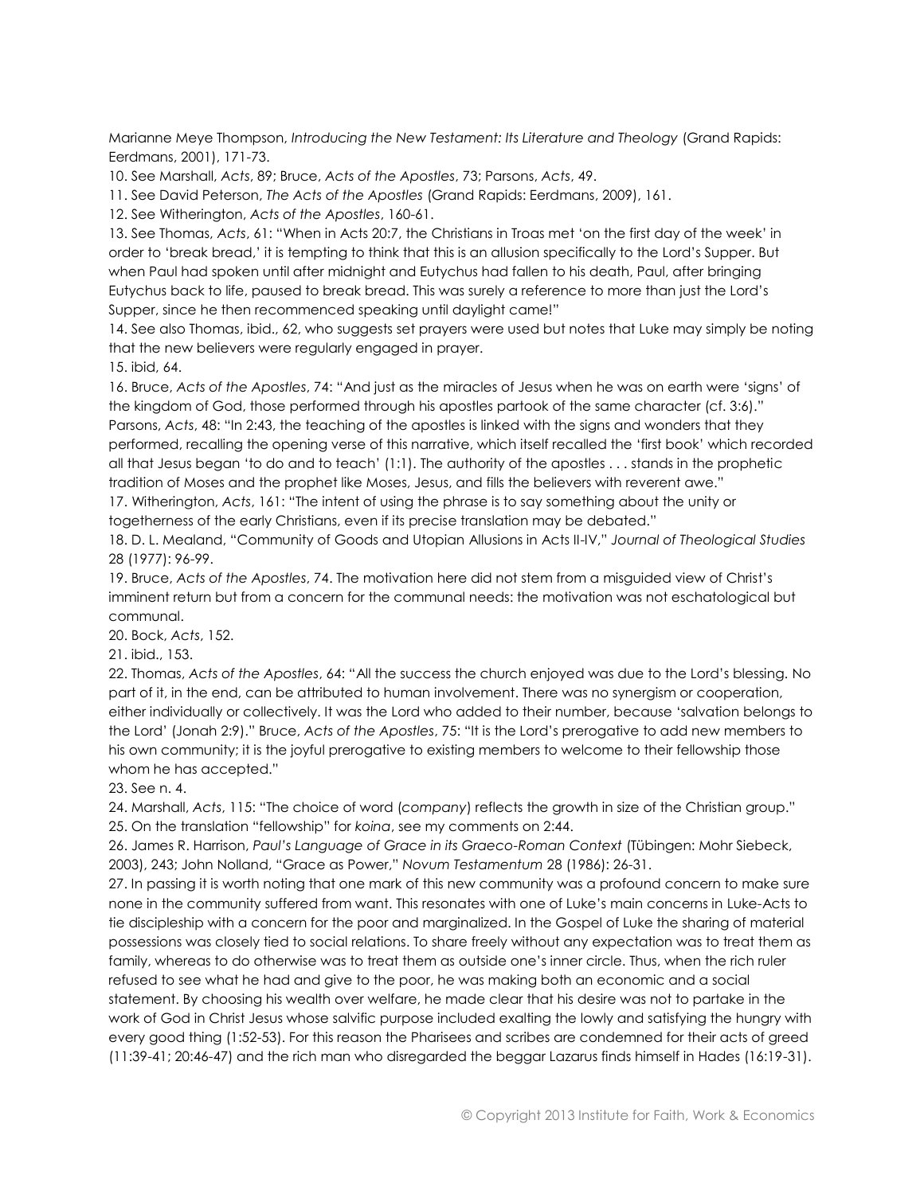Marianne Meye Thompson, *Introducing the New Testament: Its Literature and Theology* (Grand Rapids: Eerdmans, 2001), 171-73.

10. See Marshall, *Acts*, 89; Bruce, *Acts of the Apostles*, 73; Parsons, *Acts*, 49.

11. See David Peterson, *The Acts of the Apostles* (Grand Rapids: Eerdmans, 2009), 161.

12. See Witherington, *Acts of the Apostles*, 160-61.

13. See Thomas, *Acts*, 61: "When in Acts 20:7, the Christians in Troas met 'on the first day of the week' in order to 'break bread,' it is tempting to think that this is an allusion specifically to the Lord's Supper. But when Paul had spoken until after midnight and Eutychus had fallen to his death, Paul, after bringing Eutychus back to life, paused to break bread. This was surely a reference to more than just the Lord's Supper, since he then recommenced speaking until daylight came!"

14. See also Thomas, ibid., 62, who suggests set prayers were used but notes that Luke may simply be noting that the new believers were regularly engaged in prayer.

15. ibid, 64.

16. Bruce, *Acts of the Apostles*, 74: "And just as the miracles of Jesus when he was on earth were 'signs' of the kingdom of God, those performed through his apostles partook of the same character (cf. 3:6)." Parsons, *Acts*, 48: "In 2:43, the teaching of the apostles is linked with the signs and wonders that they performed, recalling the opening verse of this narrative, which itself recalled the 'first book' which recorded all that Jesus began 'to do and to teach' (1:1). The authority of the apostles . . . stands in the prophetic tradition of Moses and the prophet like Moses, Jesus, and fills the believers with reverent awe."

17. Witherington, *Acts*, 161: "The intent of using the phrase is to say something about the unity or togetherness of the early Christians, even if its precise translation may be debated."

18. D. L. Mealand, "Community of Goods and Utopian Allusions in Acts II-IV," *Journal of Theological Studies* 28 (1977): 96-99.

19. Bruce, *Acts of the Apostles*, 74. The motivation here did not stem from a misguided view of Christ's imminent return but from a concern for the communal needs: the motivation was not eschatological but communal.

20. Bock, *Acts*, 152.

21. ibid., 153.

22. Thomas, *Acts of the Apostles*, 64: "All the success the church enjoyed was due to the Lord's blessing. No part of it, in the end, can be attributed to human involvement. There was no synergism or cooperation, either individually or collectively. It was the Lord who added to their number, because 'salvation belongs to the Lord' (Jonah 2:9)." Bruce, *Acts of the Apostles*, 75: "It is the Lord's prerogative to add new members to his own community; it is the joyful prerogative to existing members to welcome to their fellowship those whom he has accepted."

23. See n. 4.

24. Marshall, *Acts*, 115: "The choice of word (*company*) reflects the growth in size of the Christian group."

25. On the translation "fellowship" for *koina*, see my comments on 2:44.

26. James R. Harrison, *Paul's Language of Grace in its Graeco-Roman Context* (Tübingen: Mohr Siebeck, 2003), 243; John Nolland, "Grace as Power," *Novum Testamentum* 28 (1986): 26-31.

27. In passing it is worth noting that one mark of this new community was a profound concern to make sure none in the community suffered from want. This resonates with one of Luke's main concerns in Luke-Acts to tie discipleship with a concern for the poor and marginalized. In the Gospel of Luke the sharing of material possessions was closely tied to social relations. To share freely without any expectation was to treat them as family, whereas to do otherwise was to treat them as outside one's inner circle. Thus, when the rich ruler refused to see what he had and give to the poor, he was making both an economic and a social statement. By choosing his wealth over welfare, he made clear that his desire was not to partake in the work of God in Christ Jesus whose salvific purpose included exalting the lowly and satisfying the hungry with every good thing (1:52-53). For this reason the Pharisees and scribes are condemned for their acts of greed (11:39-41; 20:46-47) and the rich man who disregarded the beggar Lazarus finds himself in Hades (16:19-31).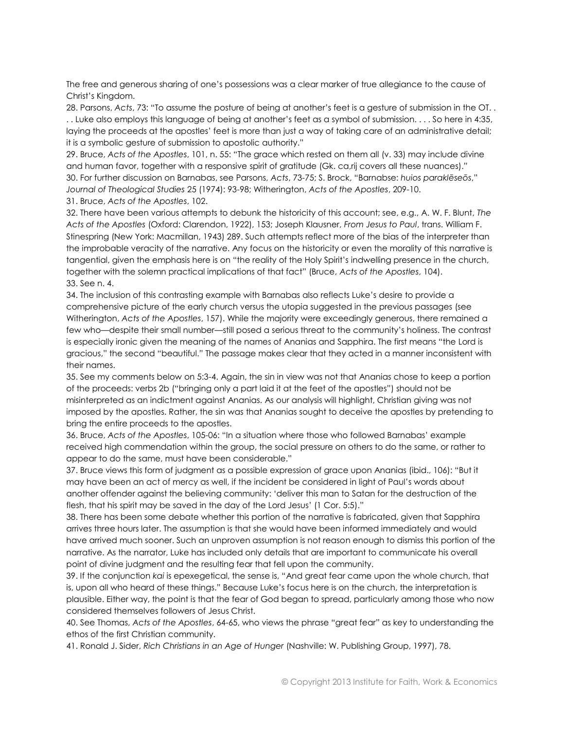The free and generous sharing of one's possessions was a clear marker of true allegiance to the cause of Christ's Kingdom.

28. Parsons, *Acts*, 73: "To assume the posture of being at another's feet is a gesture of submission in the OT. . . . Luke also employs this language of being at another's feet as a symbol of submission. . . . So here in 4:35, laying the proceeds at the apostles' feet is more than just a way of taking care of an administrative detail; it is a symbolic gesture of submission to apostolic authority."

29. Bruce, *Acts of the Apostles*, 101, n. 55: "The grace which rested on them all (v. 33) may include divine and human favor, together with a responsive spirit of gratitude (Gk. ca,rij covers all these nuances)."

30. For further discussion on Barnabas, see Parsons, *Acts*, 73-75; S. Brock, "Barnabse: *huios paraklēseōs*," *Journal of Theological Studies* 25 (1974): 93-98; Witherington, *Acts of the Apostles*, 209-10.

31. Bruce, *Acts of the Apostles*, 102.

32. There have been various attempts to debunk the historicity of this account; see, e.g., A. W. F. Blunt, *The Acts of the Apostles* (Oxford: Clarendon, 1922), 153; Joseph Klausner, *From Jesus to Paul*, trans. William F. Stinespring (New York: Macmillan, 1943) 289. Such attempts reflect more of the bias of the interpreter than the improbable veracity of the narrative. Any focus on the historicity or even the morality of this narrative is tangential, given the emphasis here is on "the reality of the Holy Spirit's indwelling presence in the church, together with the solemn practical implications of that fact" (Bruce, *Acts of the Apostles*, 104).

33. See n. 4.

34. The inclusion of this contrasting example with Barnabas also reflects Luke's desire to provide a comprehensive picture of the early church versus the utopia suggested in the previous passages (see Witherington, *Acts of the Apostles*, 157). While the majority were exceedingly generous, there remained a few who—despite their small number—still posed a serious threat to the community's holiness. The contrast is especially ironic given the meaning of the names of Ananias and Sapphira. The first means "the Lord is gracious," the second "beautiful." The passage makes clear that they acted in a manner inconsistent with their names.

35. See my comments below on 5:3-4. Again, the sin in view was not that Ananias chose to keep a portion of the proceeds: verbs 2b ("bringing only a part laid it at the feet of the apostles") should not be misinterpreted as an indictment against Ananias. As our analysis will highlight, Christian giving was not imposed by the apostles. Rather, the sin was that Ananias sought to deceive the apostles by pretending to bring the entire proceeds to the apostles.

36. Bruce, *Acts of the Apostles*, 105-06: "In a situation where those who followed Barnabas' example received high commendation within the group, the social pressure on others to do the same, or rather to appear to do the same, must have been considerable."

37. Bruce views this form of judgment as a possible expression of grace upon Ananias (ibid., 106): "But it may have been an act of mercy as well, if the incident be considered in light of Paul's words about another offender against the believing community: 'deliver this man to Satan for the destruction of the flesh, that his spirit may be saved in the day of the Lord Jesus' (1 Cor. 5:5)."

38. There has been some debate whether this portion of the narrative is fabricated, given that Sapphira arrives three hours later. The assumption is that she would have been informed immediately and would have arrived much sooner. Such an unproven assumption is not reason enough to dismiss this portion of the narrative. As the narrator, Luke has included only details that are important to communicate his overall point of divine judgment and the resulting fear that fell upon the community.

39. If the conjunction *kai* is epexegetical, the sense is, "And great fear came upon the whole church, that is, upon all who heard of these things." Because Luke's focus here is on the church, the interpretation is plausible. Either way, the point is that the fear of God began to spread, particularly among those who now considered themselves followers of Jesus Christ.

40. See Thomas, *Acts of the Apostles*, 64-65, who views the phrase "great fear" as key to understanding the ethos of the first Christian community.

41. Ronald J. Sider, *Rich Christians in an Age of Hunger* (Nashville: W. Publishing Group, 1997), 78.

© Copyright 2013 Institute for Faith, Work & Economics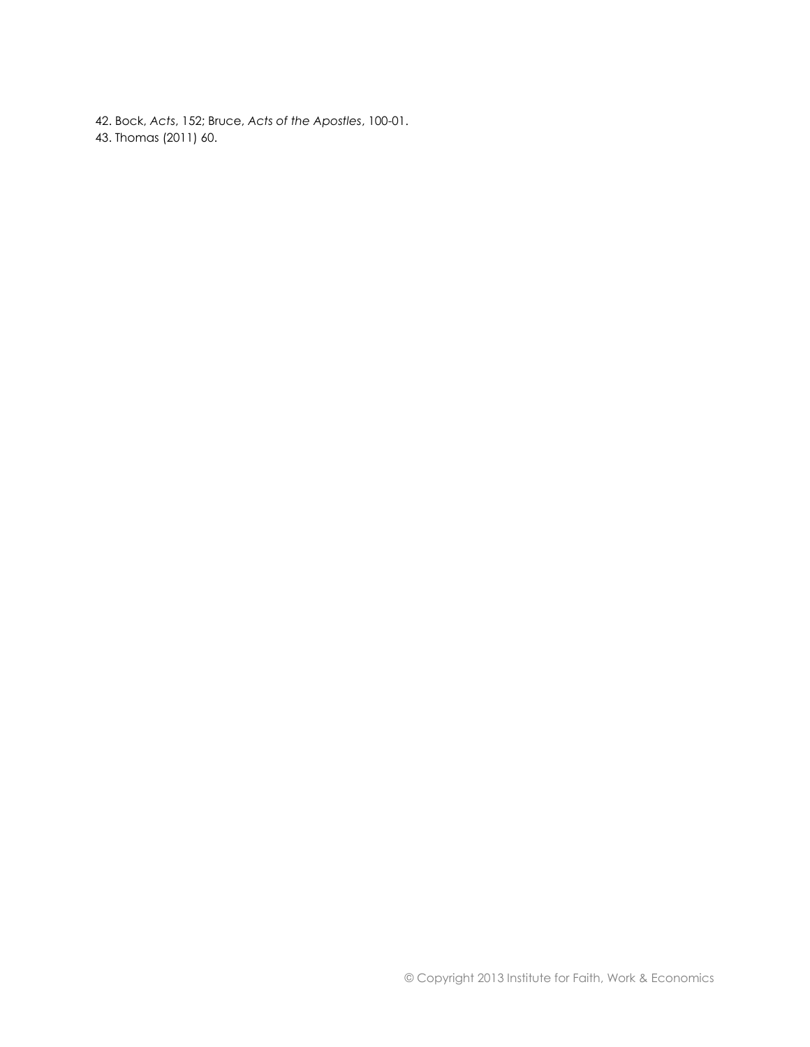42. Bock, *Acts*, 152; Bruce, *Acts of the Apostles*, 100-01.
43. Thomas (2011) 60.

© Copyright 2013 Institute for Faith, Work & Economics